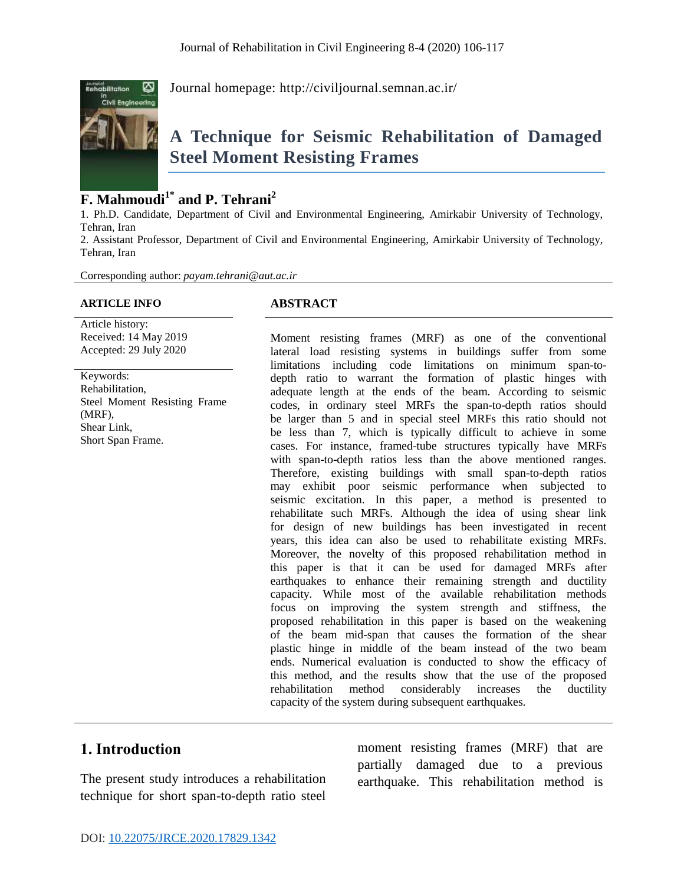Journal homepage: http://civiljournal.semnan.ac.ir/

# A Technique for Seismic Rehabilitation of Damaged Steel Moment Resisting Frames

**F. Mahmoudi[1*] and P. Tehrani[2]**

1. Ph.D. Candidate, Department of Civil and Environmental Engineering, Amirkabir University of Technology, Tehran, Iran
2. Assistant Professor, Department of Civil and Environmental Engineering, Amirkabir University of Technology, Tehran, Iran

Corresponding author: *payam.tehrani@aut.ac.ir*

**ARTICLE INFO**

Article history:
Received: 14 May 2019
Accepted: 29 July 2020

Keywords:
Rehabilitation,
Steel Moment Resisting Frame (MRF),
Shear Link,
Short Span Frame.

**ABSTRACT**

Moment resisting frames (MRF) as one of the conventional lateral load resisting systems in buildings suffer from some limitations including code limitations on minimum span-to-depth ratio to warrant the formation of plastic hinges with adequate length at the ends of the beam. According to seismic codes, in ordinary steel MRFs the span-to-depth ratios should be larger than 5 and in special steel MRFs this ratio should not be less than 7, which is typically difficult to achieve in some cases. For instance, framed-tube structures typically have MRFs with span-to-depth ratios less than the above mentioned ranges. Therefore, existing buildings with small span-to-depth ratios may exhibit poor seismic performance when subjected to seismic excitation. In this paper, a method is presented to rehabilitate such MRFs. Although the idea of using shear link for design of new buildings has been investigated in recent years, this idea can also be used to rehabilitate existing MRFs. Moreover, the novelty of this proposed rehabilitation method in this paper is that it can be used for damaged MRFs after earthquakes to enhance their remaining strength and ductility capacity. While most of the available rehabilitation methods focus on improving the system strength and stiffness, the proposed rehabilitation in this paper is based on the weakening of the beam mid-span that causes the formation of the shear plastic hinge in middle of the beam instead of the two beam ends. Numerical evaluation is conducted to show the efficacy of this method, and the results show that the use of the proposed rehabilitation method considerably increases the ductility capacity of the system during subsequent earthquakes.

## 1. Introduction

The present study introduces a rehabilitation technique for short span-to-depth ratio steel moment resisting frames (MRF) that are partially damaged due to a previous earthquake. This rehabilitation method is

DOI: 10.22075/JRCE.2020.17829.1342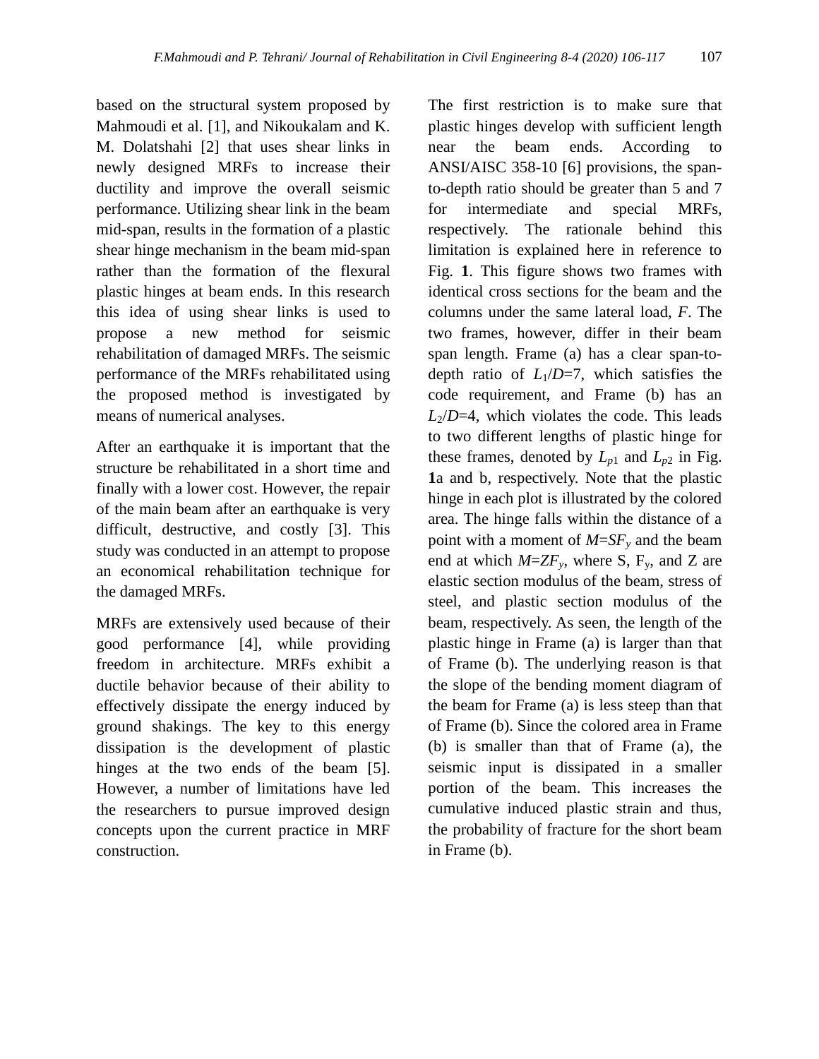based on the structural system proposed by Mahmoudi et al. [1], and Nikoukalam and K. M. Dolatshahi [2] that uses shear links in newly designed MRFs to increase their ductility and improve the overall seismic performance. Utilizing shear link in the beam mid-span, results in the formation of a plastic shear hinge mechanism in the beam mid-span rather than the formation of the flexural plastic hinges at beam ends. In this research this idea of using shear links is used to propose a new method for seismic rehabilitation of damaged MRFs. The seismic performance of the MRFs rehabilitated using the proposed method is investigated by means of numerical analyses.

After an earthquake it is important that the structure be rehabilitated in a short time and finally with a lower cost. However, the repair of the main beam after an earthquake is very difficult, destructive, and costly [3]. This study was conducted in an attempt to propose an economical rehabilitation technique for the damaged MRFs.

MRFs are extensively used because of their good performance [4], while providing freedom in architecture. MRFs exhibit a ductile behavior because of their ability to effectively dissipate the energy induced by ground shakings. The key to this energy dissipation is the development of plastic hinges at the two ends of the beam [5]. However, a number of limitations have led the researchers to pursue improved design concepts upon the current practice in MRF construction.

The first restriction is to make sure that plastic hinges develop with sufficient length near the beam ends. According to ANSI/AISC 358-10 [6] provisions, the span-to-depth ratio should be greater than 5 and 7 for intermediate and special MRFs, respectively. The rationale behind this limitation is explained here in reference to Fig. **1**. This figure shows two frames with identical cross sections for the beam and the columns under the same lateral load, $F$. The two frames, however, differ in their beam span length. Frame (a) has a clear span-to-depth ratio of $L_1/D$=7, which satisfies the code requirement, and Frame (b) has an $L_2/D$=4, which violates the code. This leads to two different lengths of plastic hinge for these frames, denoted by $L_{p1}$ and $L_{p2}$ in Fig. **1**a and b, respectively. Note that the plastic hinge in each plot is illustrated by the colored area. The hinge falls within the distance of a point with a moment of $M=SF_y$ and the beam end at which $M=ZF_y$, where S, $F_y$, and Z are elastic section modulus of the beam, stress of steel, and plastic section modulus of the beam, respectively. As seen, the length of the plastic hinge in Frame (a) is larger than that of Frame (b). The underlying reason is that the slope of the bending moment diagram of the beam for Frame (a) is less steep than that of Frame (b). Since the colored area in Frame (b) is smaller than that of Frame (a), the seismic input is dissipated in a smaller portion of the beam. This increases the cumulative induced plastic strain and thus, the probability of fracture for the short beam in Frame (b).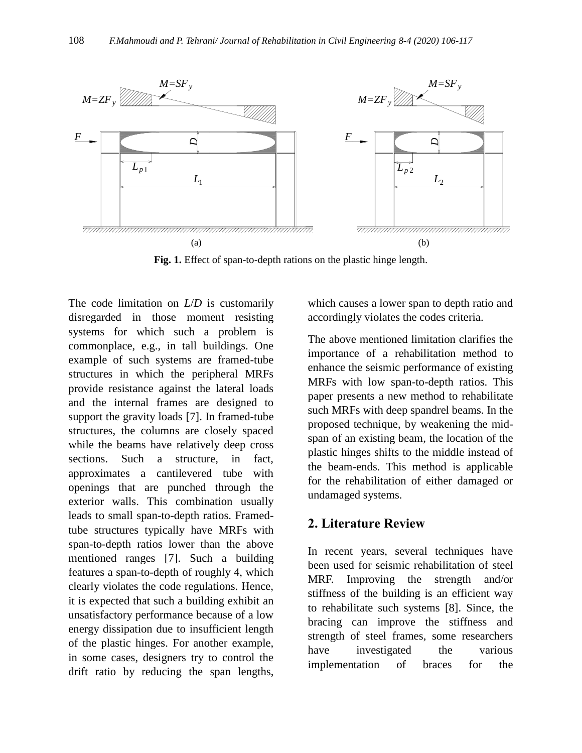Fig. 1. Effect of span-to-depth rations on the plastic hinge length.

The code limitation on $L/D$ is customarily disregarded in those moment resisting systems for which such a problem is commonplace, e.g., in tall buildings. One example of such systems are framed-tube structures in which the peripheral MRFs provide resistance against the lateral loads and the internal frames are designed to support the gravity loads [7]. In framed-tube structures, the columns are closely spaced while the beams have relatively deep cross sections. Such a structure, in fact, approximates a cantilevered tube with openings that are punched through the exterior walls. This combination usually leads to small span-to-depth ratios. Framed-tube structures typically have MRFs with span-to-depth ratios lower than the above mentioned ranges [7]. Such a building features a span-to-depth of roughly 4, which clearly violates the code regulations. Hence, it is expected that such a building exhibit an unsatisfactory performance because of a low energy dissipation due to insufficient length of the plastic hinges. For another example, in some cases, designers try to control the drift ratio by reducing the span lengths, which causes a lower span to depth ratio and accordingly violates the codes criteria.

The above mentioned limitation clarifies the importance of a rehabilitation method to enhance the seismic performance of existing MRFs with low span-to-depth ratios. This paper presents a new method to rehabilitate such MRFs with deep spandrel beams. In the proposed technique, by weakening the mid-span of an existing beam, the location of the plastic hinges shifts to the middle instead of the beam-ends. This method is applicable for the rehabilitation of either damaged or undamaged systems.

## 2. Literature Review

In recent years, several techniques have been used for seismic rehabilitation of steel MRF. Improving the strength and/or stiffness of the building is an efficient way to rehabilitate such systems [8]. Since, the bracing can improve the stiffness and strength of steel frames, some researchers have investigated the various implementation of braces for the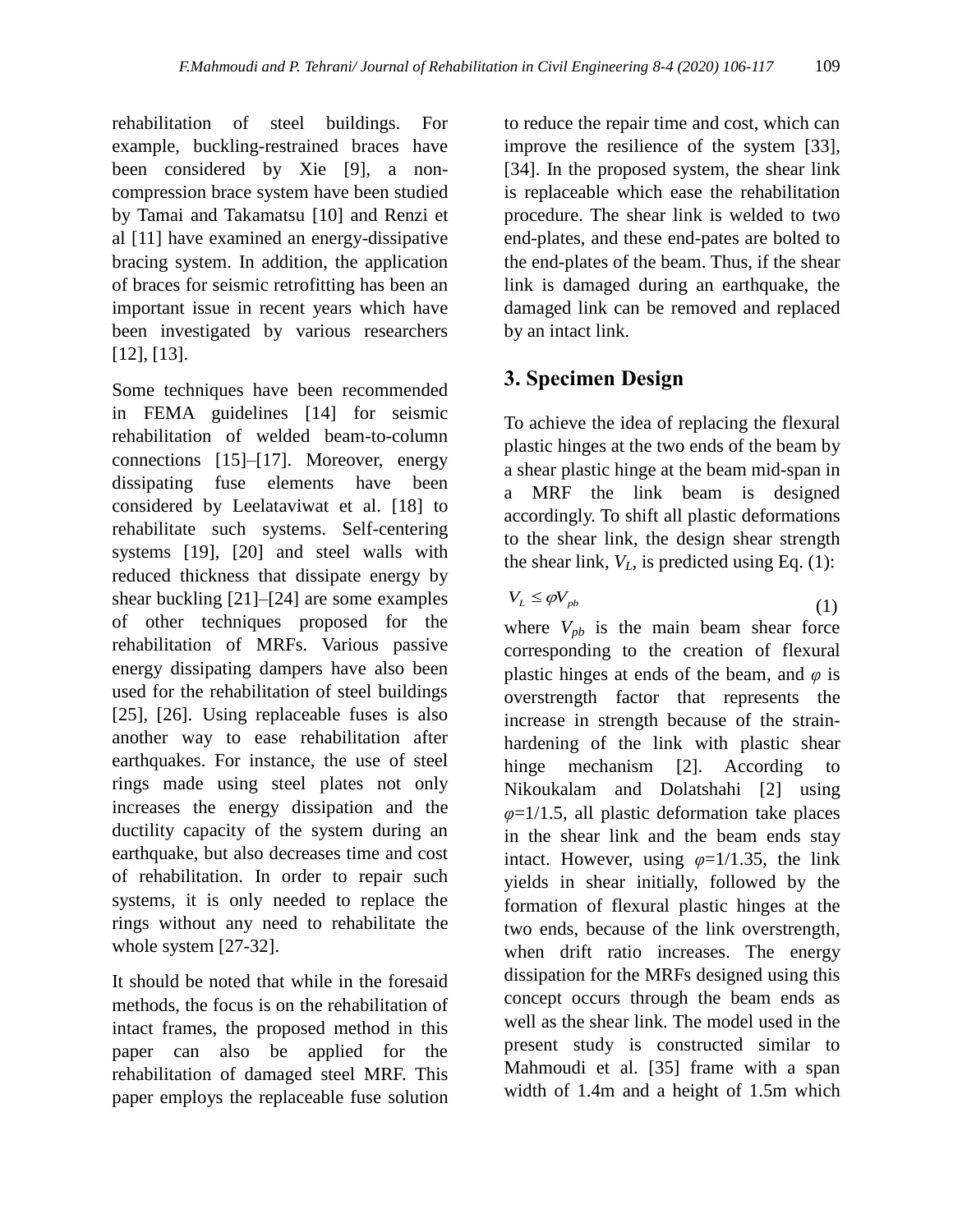rehabilitation of steel buildings. For example, buckling-restrained braces have been considered by Xie [9], a non-compression brace system have been studied by Tamai and Takamatsu [10] and Renzi et al [11] have examined an energy-dissipative bracing system. In addition, the application of braces for seismic retrofitting has been an important issue in recent years which have been investigated by various researchers [12], [13].

Some techniques have been recommended in FEMA guidelines [14] for seismic rehabilitation of welded beam-to-column connections [15]–[17]. Moreover, energy dissipating fuse elements have been considered by Leelataviwat et al. [18] to rehabilitate such systems. Self-centering systems [19], [20] and steel walls with reduced thickness that dissipate energy by shear buckling [21]–[24] are some examples of other techniques proposed for the rehabilitation of MRFs. Various passive energy dissipating dampers have also been used for the rehabilitation of steel buildings [25], [26]. Using replaceable fuses is also another way to ease rehabilitation after earthquakes. For instance, the use of steel rings made using steel plates not only increases the energy dissipation and the ductility capacity of the system during an earthquake, but also decreases time and cost of rehabilitation. In order to repair such systems, it is only needed to replace the rings without any need to rehabilitate the whole system [27-32].

It should be noted that while in the foresaid methods, the focus is on the rehabilitation of intact frames, the proposed method in this paper can also be applied for the rehabilitation of damaged steel MRF. This paper employs the replaceable fuse solution to reduce the repair time and cost, which can improve the resilience of the system [33], [34]. In the proposed system, the shear link is replaceable which ease the rehabilitation procedure. The shear link is welded to two end-plates, and these end-pates are bolted to the end-plates of the beam. Thus, if the shear link is damaged during an earthquake, the damaged link can be removed and replaced by an intact link.

## 3. Specimen Design

To achieve the idea of replacing the flexural plastic hinges at the two ends of the beam by a shear plastic hinge at the beam mid-span in a MRF the link beam is designed accordingly. To shift all plastic deformations to the shear link, the design shear strength the shear link, $V_L$, is predicted using Eq. (1):

$$V_L \leq \varphi V_{pb} \tag{1}$$

where $V_{pb}$ is the main beam shear force corresponding to the creation of flexural plastic hinges at ends of the beam, and $\varphi$ is overstrength factor that represents the increase in strength because of the strain-hardening of the link with plastic shear hinge mechanism [2]. According to Nikoukalam and Dolatshahi [2] using $\varphi$=1/1.5, all plastic deformation take places in the shear link and the beam ends stay intact. However, using $\varphi$=1/1.35, the link yields in shear initially, followed by the formation of flexural plastic hinges at the two ends, because of the link overstrength, when drift ratio increases. The energy dissipation for the MRFs designed using this concept occurs through the beam ends as well as the shear link. The model used in the present study is constructed similar to Mahmoudi et al. [35] frame with a span width of 1.4m and a height of 1.5m which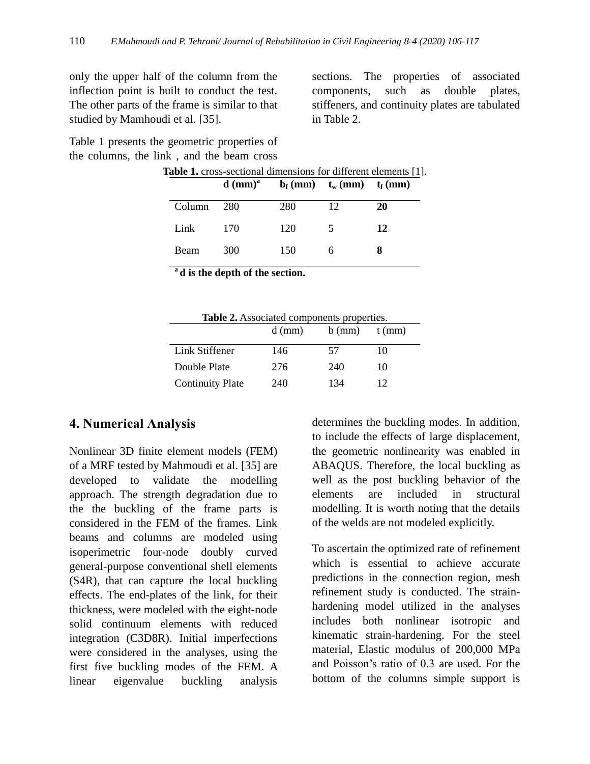only the upper half of the column from the inflection point is built to conduct the test. The other parts of the frame is similar to that studied by Mamhoudi et al. [35].

Table 1 presents the geometric properties of the columns, the link , and the beam cross sections. The properties of associated components, such as double plates, stiffeners, and continuity plates are tabulated in Table 2.

**Table 1.** cross-sectional dimensions for different elements [1].

| | **d (mm)[a]** | **$b_f$ (mm)** | **$t_w$ (mm)** | **$t_f$ (mm)** |
|---|---|---|---|---|
| Column | 280 | 280 | 12 | **20** |
| Link | 170 | 120 | 5 | **12** |
| Beam | 300 | 150 | 6 | **8** |

**[a] d is the depth of the section.**

**Table 2.** Associated components properties.

| | d (mm) | b (mm) | t (mm) |
|---|---|---|---|
| Link Stiffener | 146 | 57 | 10 |
| Double Plate | 276 | 240 | 10 |
| Continuity Plate | 240 | 134 | 12 |

## 4. Numerical Analysis

Nonlinear 3D finite element models (FEM) of a MRF tested by Mahmoudi et al. [35] are developed to validate the modelling approach. The strength degradation due to the the buckling of the frame parts is considered in the FEM of the frames. Link beams and columns are modeled using isoperimetric four-node doubly curved general-purpose conventional shell elements (S4R), that can capture the local buckling effects. The end-plates of the link, for their thickness, were modeled with the eight-node solid continuum elements with reduced integration (C3D8R). Initial imperfections were considered in the analyses, using the first five buckling modes of the FEM. A linear eigenvalue buckling analysis determines the buckling modes. In addition, to include the effects of large displacement, the geometric nonlinearity was enabled in ABAQUS. Therefore, the local buckling as well as the post buckling behavior of the elements are included in structural modelling. It is worth noting that the details of the welds are not modeled explicitly.

To ascertain the optimized rate of refinement which is essential to achieve accurate predictions in the connection region, mesh refinement study is conducted. The strain-hardening model utilized in the analyses includes both nonlinear isotropic and kinematic strain-hardening. For the steel material, Elastic modulus of 200,000 MPa and Poisson's ratio of 0.3 are used. For the bottom of the columns simple support is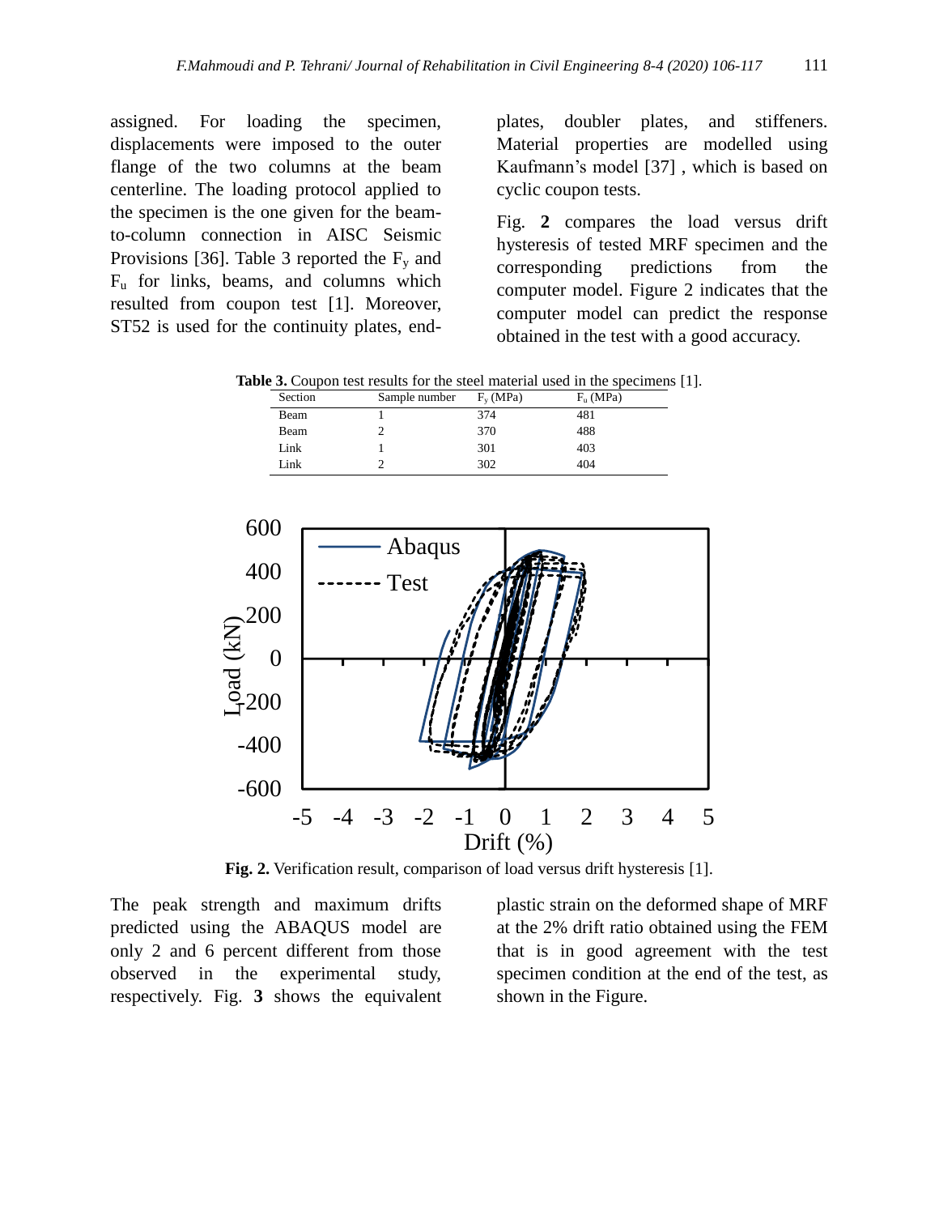assigned. For loading the specimen, displacements were imposed to the outer flange of the two columns at the beam centerline. The loading protocol applied to the specimen is the one given for the beam-to-column connection in AISC Seismic Provisions [36]. Table 3 reported the $F_y$ and $F_u$ for links, beams, and columns which resulted from coupon test [1]. Moreover, ST52 is used for the continuity plates, end-plates, doubler plates, and stiffeners. Material properties are modelled using Kaufmann's model [37] , which is based on cyclic coupon tests.

Fig. **2** compares the load versus drift hysteresis of tested MRF specimen and the corresponding predictions from the computer model. Figure 2 indicates that the computer model can predict the response obtained in the test with a good accuracy.

**Table 3.** Coupon test results for the steel material used in the specimens [1].

| Section | Sample number | $F_y$ (MPa) | $F_u$ (MPa) |
|---|---|---|---|
| Beam | 1 | 374 | 481 |
| Beam | 2 | 370 | 488 |
| Link | 1 | 301 | 403 |
| Link | 2 | 302 | 404 |

**Fig. 2.** Verification result, comparison of load versus drift hysteresis [1].

The peak strength and maximum drifts predicted using the ABAQUS model are only 2 and 6 percent different from those observed in the experimental study, respectively. Fig. **3** shows the equivalent plastic strain on the deformed shape of MRF at the 2% drift ratio obtained using the FEM that is in good agreement with the test specimen condition at the end of the test, as shown in the Figure.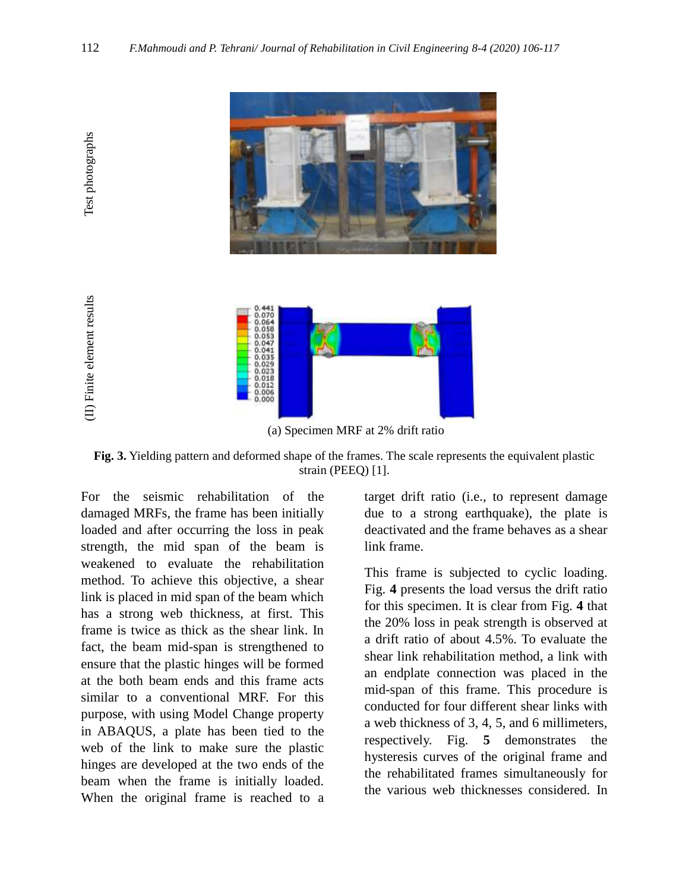(a) Specimen MRF at 2% drift ratio

**Fig. 3.** Yielding pattern and deformed shape of the frames. The scale represents the equivalent plastic strain (PEEQ) [1].

For the seismic rehabilitation of the damaged MRFs, the frame has been initially loaded and after occurring the loss in peak strength, the mid span of the beam is weakened to evaluate the rehabilitation method. To achieve this objective, a shear link is placed in mid span of the beam which has a strong web thickness, at first. This frame is twice as thick as the shear link. In fact, the beam mid-span is strengthened to ensure that the plastic hinges will be formed at the both beam ends and this frame acts similar to a conventional MRF. For this purpose, with using Model Change property in ABAQUS, a plate has been tied to the web of the link to make sure the plastic hinges are developed at the two ends of the beam when the frame is initially loaded. When the original frame is reached to a target drift ratio (i.e., to represent damage due to a strong earthquake), the plate is deactivated and the frame behaves as a shear link frame.

This frame is subjected to cyclic loading. Fig. **4** presents the load versus the drift ratio for this specimen. It is clear from Fig. **4** that the 20% loss in peak strength is observed at a drift ratio of about 4.5%. To evaluate the shear link rehabilitation method, a link with an endplate connection was placed in the mid-span of this frame. This procedure is conducted for four different shear links with a web thickness of 3, 4, 5, and 6 millimeters, respectively. Fig. **5** demonstrates the hysteresis curves of the original frame and the rehabilitated frames simultaneously for the various web thicknesses considered. In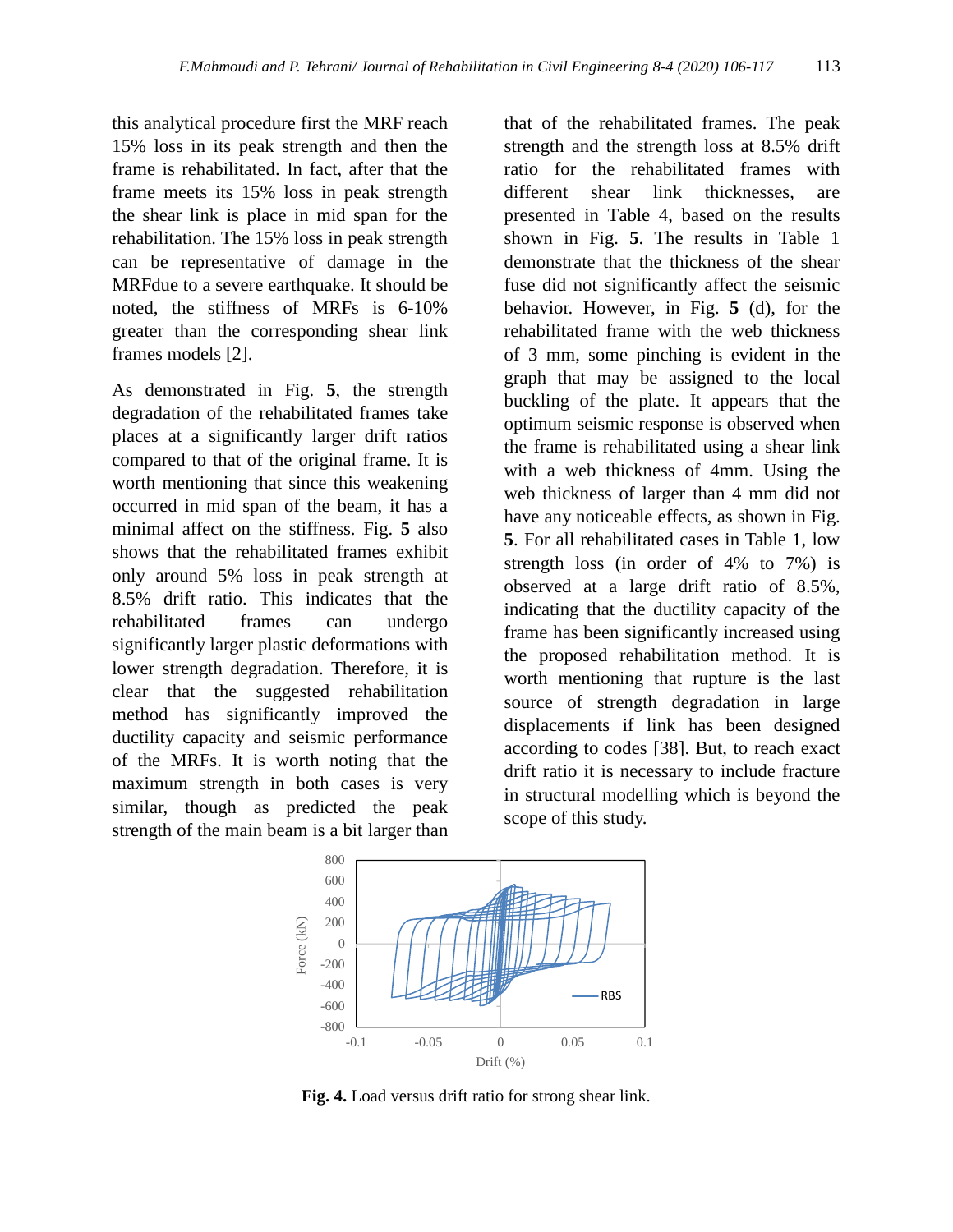this analytical procedure first the MRF reach 15% loss in its peak strength and then the frame is rehabilitated. In fact, after that the frame meets its 15% loss in peak strength the shear link is place in mid span for the rehabilitation. The 15% loss in peak strength can be representative of damage in the MRFdue to a severe earthquake. It should be noted, the stiffness of MRFs is 6-10% greater than the corresponding shear link frames models [2].

As demonstrated in Fig. **5**, the strength degradation of the rehabilitated frames take places at a significantly larger drift ratios compared to that of the original frame. It is worth mentioning that since this weakening occurred in mid span of the beam, it has a minimal affect on the stiffness. Fig. **5** also shows that the rehabilitated frames exhibit only around 5% loss in peak strength at 8.5% drift ratio. This indicates that the rehabilitated frames can undergo significantly larger plastic deformations with lower strength degradation. Therefore, it is clear that the suggested rehabilitation method has significantly improved the ductility capacity and seismic performance of the MRFs. It is worth noting that the maximum strength in both cases is very similar, though as predicted the peak strength of the main beam is a bit larger than that of the rehabilitated frames. The peak strength and the strength loss at 8.5% drift ratio for the rehabilitated frames with different shear link thicknesses, are presented in Table 4, based on the results shown in Fig. **5**. The results in Table 1 demonstrate that the thickness of the shear fuse did not significantly affect the seismic behavior. However, in Fig. **5** (d), for the rehabilitated frame with the web thickness of 3 mm, some pinching is evident in the graph that may be assigned to the local buckling of the plate. It appears that the optimum seismic response is observed when the frame is rehabilitated using a shear link with a web thickness of 4mm. Using the web thickness of larger than 4 mm did not have any noticeable effects, as shown in Fig. **5**. For all rehabilitated cases in Table 1, low strength loss (in order of 4% to 7%) is observed at a large drift ratio of 8.5%, indicating that the ductility capacity of the frame has been significantly increased using the proposed rehabilitation method. It is worth mentioning that rupture is the last source of strength degradation in large displacements if link has been designed according to codes [38]. But, to reach exact drift ratio it is necessary to include fracture in structural modelling which is beyond the scope of this study.

**Fig. 4.** Load versus drift ratio for strong shear link.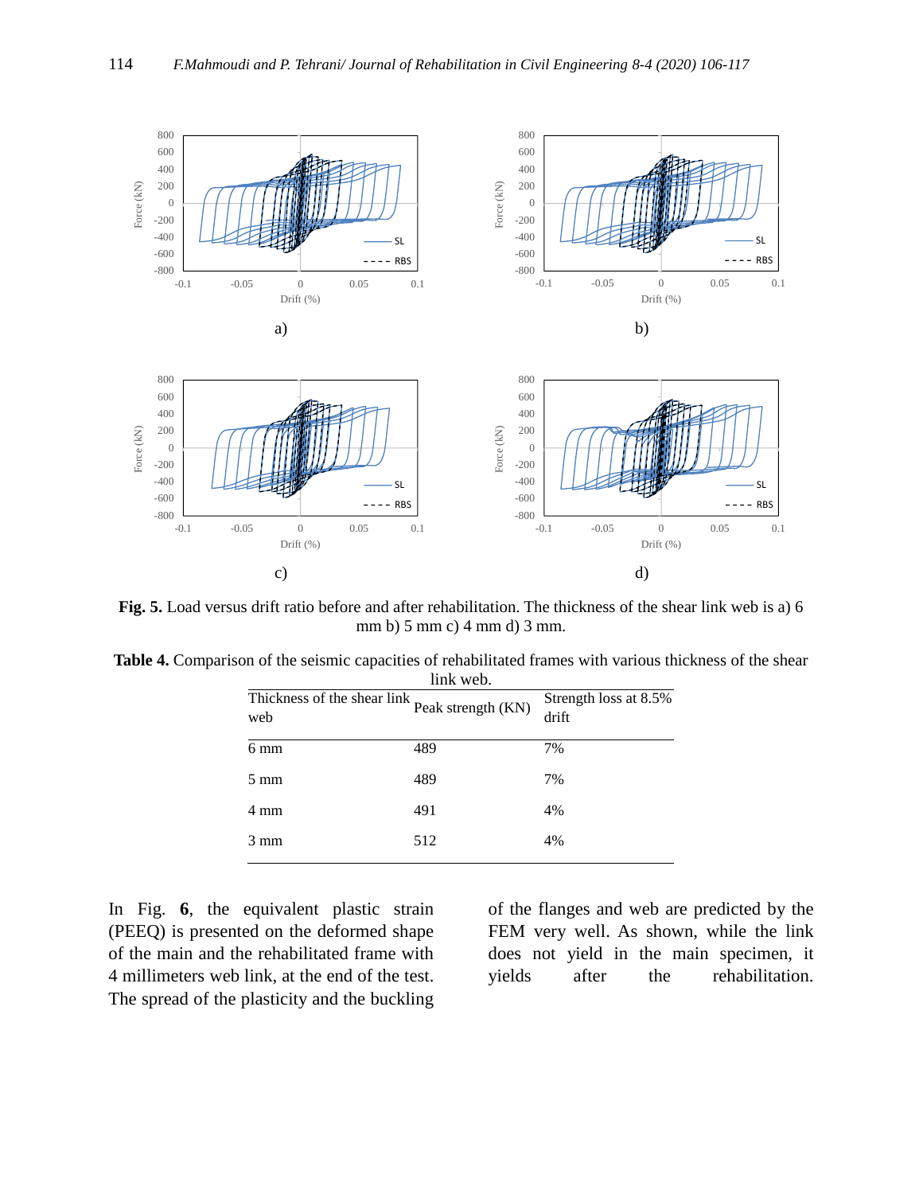**Fig. 5.** Load versus drift ratio before and after rehabilitation. The thickness of the shear link web is a) 6 mm b) 5 mm c) 4 mm d) 3 mm.

**Table 4.** Comparison of the seismic capacities of rehabilitated frames with various thickness of the shear link web.

| Thickness of the shear link web | Peak strength (KN) | Strength loss at 8.5% drift |
|---|---|---|
| 6 mm | 489 | 7% |
| 5 mm | 489 | 7% |
| 4 mm | 491 | 4% |
| 3 mm | 512 | 4% |

In Fig. **6**, the equivalent plastic strain (PEEQ) is presented on the deformed shape of the main and the rehabilitated frame with 4 millimeters web link, at the end of the test. The spread of the plasticity and the buckling of the flanges and web are predicted by the FEM very well. As shown, while the link does not yield in the main specimen, it yields after the rehabilitation.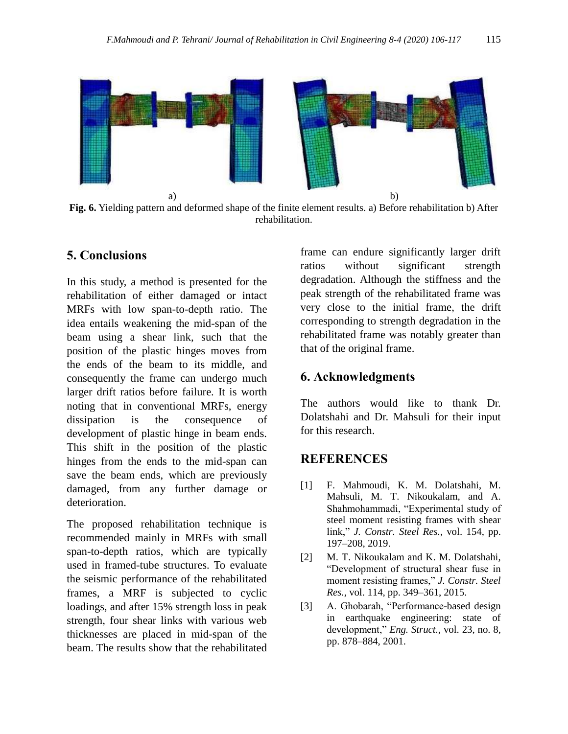a) b)

**Fig. 6.** Yielding pattern and deformed shape of the finite element results. a) Before rehabilitation b) After rehabilitation.

## 5. Conclusions

In this study, a method is presented for the rehabilitation of either damaged or intact MRFs with low span-to-depth ratio. The idea entails weakening the mid-span of the beam using a shear link, such that the position of the plastic hinges moves from the ends of the beam to its middle, and consequently the frame can undergo much larger drift ratios before failure. It is worth noting that in conventional MRFs, energy dissipation is the consequence of development of plastic hinge in beam ends. This shift in the position of the plastic hinges from the ends to the mid-span can save the beam ends, which are previously damaged, from any further damage or deterioration.

The proposed rehabilitation technique is recommended mainly in MRFs with small span-to-depth ratios, which are typically used in framed-tube structures. To evaluate the seismic performance of the rehabilitated frames, a MRF is subjected to cyclic loadings, and after 15% strength loss in peak strength, four shear links with various web thicknesses are placed in mid-span of the beam. The results show that the rehabilitated frame can endure significantly larger drift ratios without significant strength degradation. Although the stiffness and the peak strength of the rehabilitated frame was very close to the initial frame, the drift corresponding to strength degradation in the rehabilitated frame was notably greater than that of the original frame.

## 6. Acknowledgments

The authors would like to thank Dr. Dolatshahi and Dr. Mahsuli for their input for this research.

## REFERENCES

[1] F. Mahmoudi, K. M. Dolatshahi, M. Mahsuli, M. T. Nikoukalam, and A. Shahmohammadi, "Experimental study of steel moment resisting frames with shear link," *J. Constr. Steel Res.*, vol. 154, pp. 197–208, 2019.

[2] M. T. Nikoukalam and K. M. Dolatshahi, "Development of structural shear fuse in moment resisting frames," *J. Constr. Steel Res.*, vol. 114, pp. 349–361, 2015.

[3] A. Ghobarah, "Performance-based design in earthquake engineering: state of development," *Eng. Struct.*, vol. 23, no. 8, pp. 878–884, 2001.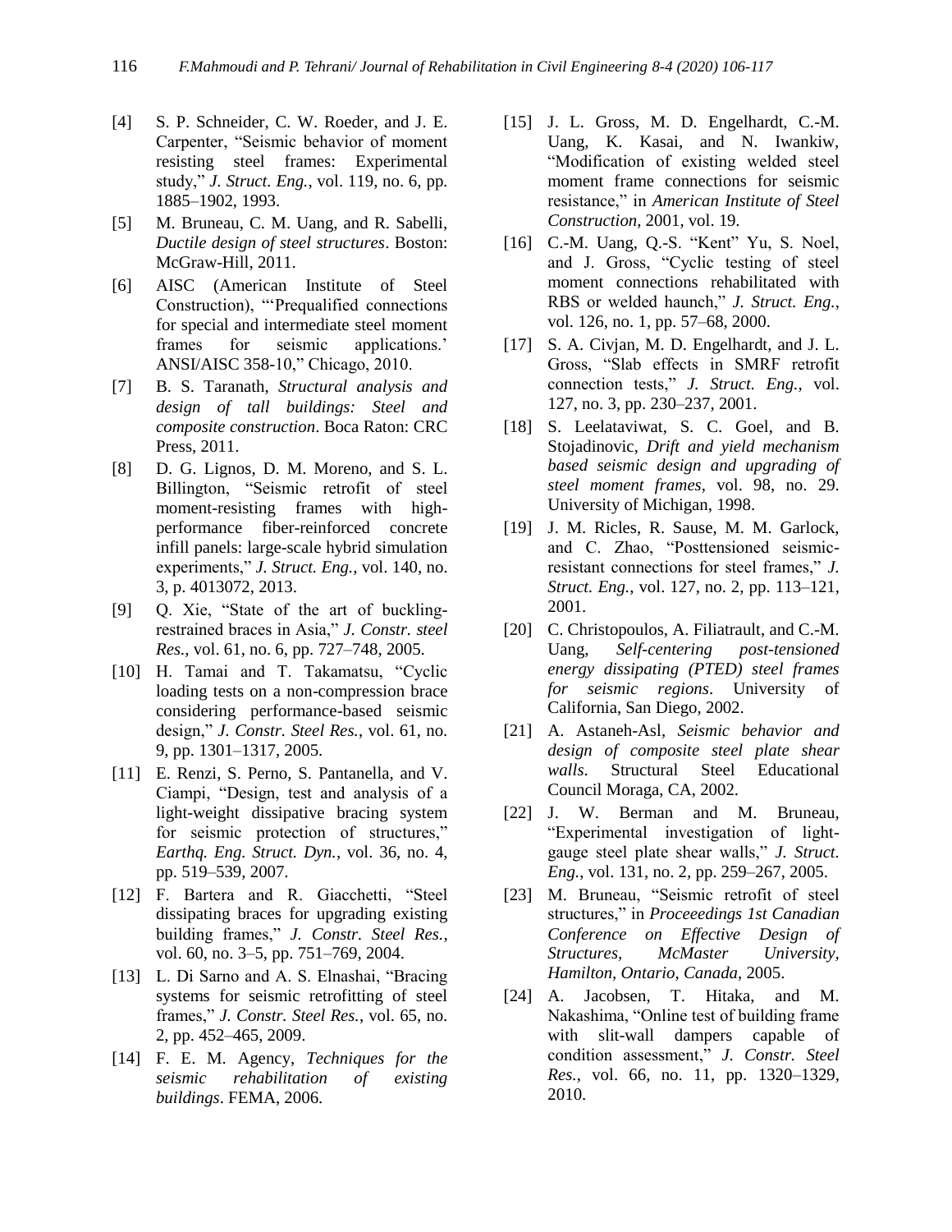[4] S. P. Schneider, C. W. Roeder, and J. E. Carpenter, "Seismic behavior of moment resisting steel frames: Experimental study," *J. Struct. Eng.*, vol. 119, no. 6, pp. 1885–1902, 1993.

[5] M. Bruneau, C. M. Uang, and R. Sabelli, *Ductile design of steel structures*. Boston: McGraw-Hill, 2011.

[6] AISC (American Institute of Steel Construction), "'Prequalified connections for special and intermediate steel moment frames for seismic applications.' ANSI/AISC 358-10," Chicago, 2010.

[7] B. S. Taranath, *Structural analysis and design of tall buildings: Steel and composite construction*. Boca Raton: CRC Press, 2011.

[8] D. G. Lignos, D. M. Moreno, and S. L. Billington, "Seismic retrofit of steel moment-resisting frames with high-performance fiber-reinforced concrete infill panels: large-scale hybrid simulation experiments," *J. Struct. Eng.*, vol. 140, no. 3, p. 4013072, 2013.

[9] Q. Xie, "State of the art of buckling-restrained braces in Asia," *J. Constr. steel Res.*, vol. 61, no. 6, pp. 727–748, 2005.

[10] H. Tamai and T. Takamatsu, "Cyclic loading tests on a non-compression brace considering performance-based seismic design," *J. Constr. Steel Res.*, vol. 61, no. 9, pp. 1301–1317, 2005.

[11] E. Renzi, S. Perno, S. Pantanella, and V. Ciampi, "Design, test and analysis of a light-weight dissipative bracing system for seismic protection of structures," *Earthq. Eng. Struct. Dyn.*, vol. 36, no. 4, pp. 519–539, 2007.

[12] F. Bartera and R. Giacchetti, "Steel dissipating braces for upgrading existing building frames," *J. Constr. Steel Res.*, vol. 60, no. 3–5, pp. 751–769, 2004.

[13] L. Di Sarno and A. S. Elnashai, "Bracing systems for seismic retrofitting of steel frames," *J. Constr. Steel Res.*, vol. 65, no. 2, pp. 452–465, 2009.

[14] F. E. M. Agency, *Techniques for the seismic rehabilitation of existing buildings*. FEMA, 2006.

[15] J. L. Gross, M. D. Engelhardt, C.-M. Uang, K. Kasai, and N. Iwankiw, "Modification of existing welded steel moment frame connections for seismic resistance," in *American Institute of Steel Construction*, 2001, vol. 19.

[16] C.-M. Uang, Q.-S. "Kent" Yu, S. Noel, and J. Gross, "Cyclic testing of steel moment connections rehabilitated with RBS or welded haunch," *J. Struct. Eng.*, vol. 126, no. 1, pp. 57–68, 2000.

[17] S. A. Civjan, M. D. Engelhardt, and J. L. Gross, "Slab effects in SMRF retrofit connection tests," *J. Struct. Eng.*, vol. 127, no. 3, pp. 230–237, 2001.

[18] S. Leelataviwat, S. C. Goel, and B. Stojadinovic, *Drift and yield mechanism based seismic design and upgrading of steel moment frames*, vol. 98, no. 29. University of Michigan, 1998.

[19] J. M. Ricles, R. Sause, M. M. Garlock, and C. Zhao, "Posttensioned seismic-resistant connections for steel frames," *J. Struct. Eng.*, vol. 127, no. 2, pp. 113–121, 2001.

[20] C. Christopoulos, A. Filiatrault, and C.-M. Uang, *Self-centering post-tensioned energy dissipating (PTED) steel frames for seismic regions*. University of California, San Diego, 2002.

[21] A. Astaneh-Asl, *Seismic behavior and design of composite steel plate shear walls*. Structural Steel Educational Council Moraga, CA, 2002.

[22] J. W. Berman and M. Bruneau, "Experimental investigation of light-gauge steel plate shear walls," *J. Struct. Eng.*, vol. 131, no. 2, pp. 259–267, 2005.

[23] M. Bruneau, "Seismic retrofit of steel structures," in *Proceeedings 1st Canadian Conference on Effective Design of Structures, McMaster University, Hamilton, Ontario, Canada*, 2005.

[24] A. Jacobsen, T. Hitaka, and M. Nakashima, "Online test of building frame with slit-wall dampers capable of condition assessment," *J. Constr. Steel Res.*, vol. 66, no. 11, pp. 1320–1329, 2010.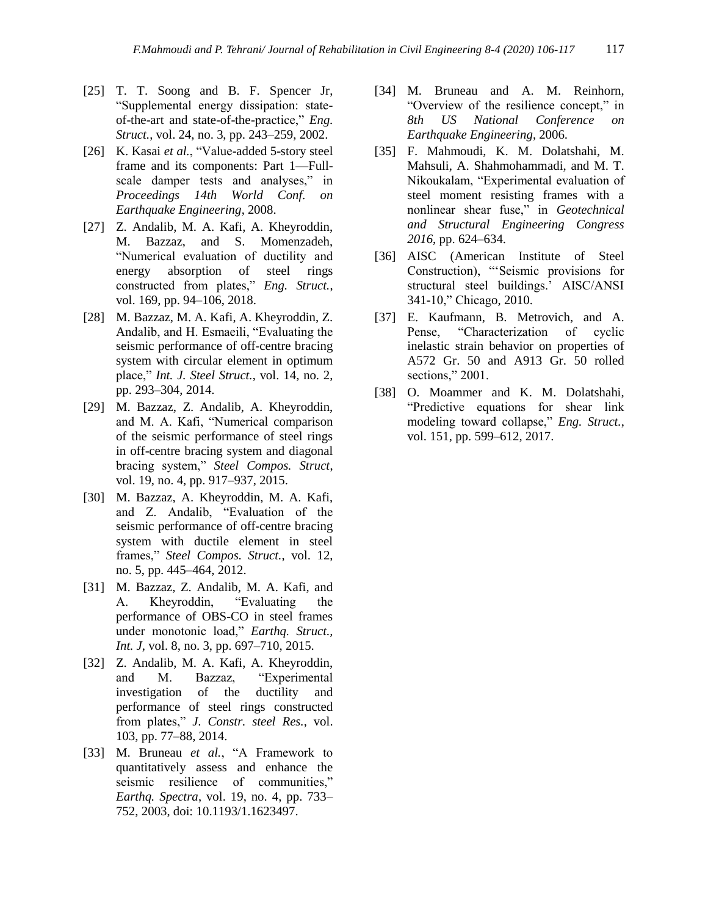[25] T. T. Soong and B. F. Spencer Jr, "Supplemental energy dissipation: state-of-the-art and state-of-the-practice," *Eng. Struct.*, vol. 24, no. 3, pp. 243–259, 2002.

[26] K. Kasai *et al.*, "Value-added 5-story steel frame and its components: Part 1—Full-scale damper tests and analyses," in *Proceedings 14th World Conf. on Earthquake Engineering*, 2008.

[27] Z. Andalib, M. A. Kafi, A. Kheyroddin, M. Bazzaz, and S. Momenzadeh, "Numerical evaluation of ductility and energy absorption of steel rings constructed from plates," *Eng. Struct.*, vol. 169, pp. 94–106, 2018.

[28] M. Bazzaz, M. A. Kafi, A. Kheyroddin, Z. Andalib, and H. Esmaeili, "Evaluating the seismic performance of off-centre bracing system with circular element in optimum place," *Int. J. Steel Struct.*, vol. 14, no. 2, pp. 293–304, 2014.

[29] M. Bazzaz, Z. Andalib, A. Kheyroddin, and M. A. Kafi, "Numerical comparison of the seismic performance of steel rings in off-centre bracing system and diagonal bracing system," *Steel Compos. Struct*, vol. 19, no. 4, pp. 917–937, 2015.

[30] M. Bazzaz, A. Kheyroddin, M. A. Kafi, and Z. Andalib, "Evaluation of the seismic performance of off-centre bracing system with ductile element in steel frames," *Steel Compos. Struct.*, vol. 12, no. 5, pp. 445–464, 2012.

[31] M. Bazzaz, Z. Andalib, M. A. Kafi, and A. Kheyroddin, "Evaluating the performance of OBS-CO in steel frames under monotonic load," *Earthq. Struct., Int. J*, vol. 8, no. 3, pp. 697–710, 2015.

[32] Z. Andalib, M. A. Kafi, A. Kheyroddin, and M. Bazzaz, "Experimental investigation of the ductility and performance of steel rings constructed from plates," *J. Constr. steel Res.*, vol. 103, pp. 77–88, 2014.

[33] M. Bruneau *et al.*, "A Framework to quantitatively assess and enhance the seismic resilience of communities," *Earthq. Spectra*, vol. 19, no. 4, pp. 733–752, 2003, doi: 10.1193/1.1623497.

[34] M. Bruneau and A. M. Reinhorn, "Overview of the resilience concept," in *8th US National Conference on Earthquake Engineering*, 2006.

[35] F. Mahmoudi, K. M. Dolatshahi, M. Mahsuli, A. Shahmohammadi, and M. T. Nikoukalam, "Experimental evaluation of steel moment resisting frames with a nonlinear shear fuse," in *Geotechnical and Structural Engineering Congress 2016*, pp. 624–634.

[36] AISC (American Institute of Steel Construction), "'Seismic provisions for structural steel buildings.' AISC/ANSI 341-10," Chicago, 2010.

[37] E. Kaufmann, B. Metrovich, and A. Pense, "Characterization of cyclic inelastic strain behavior on properties of A572 Gr. 50 and A913 Gr. 50 rolled sections," 2001.

[38] O. Moammer and K. M. Dolatshahi, "Predictive equations for shear link modeling toward collapse," *Eng. Struct.*, vol. 151, pp. 599–612, 2017.